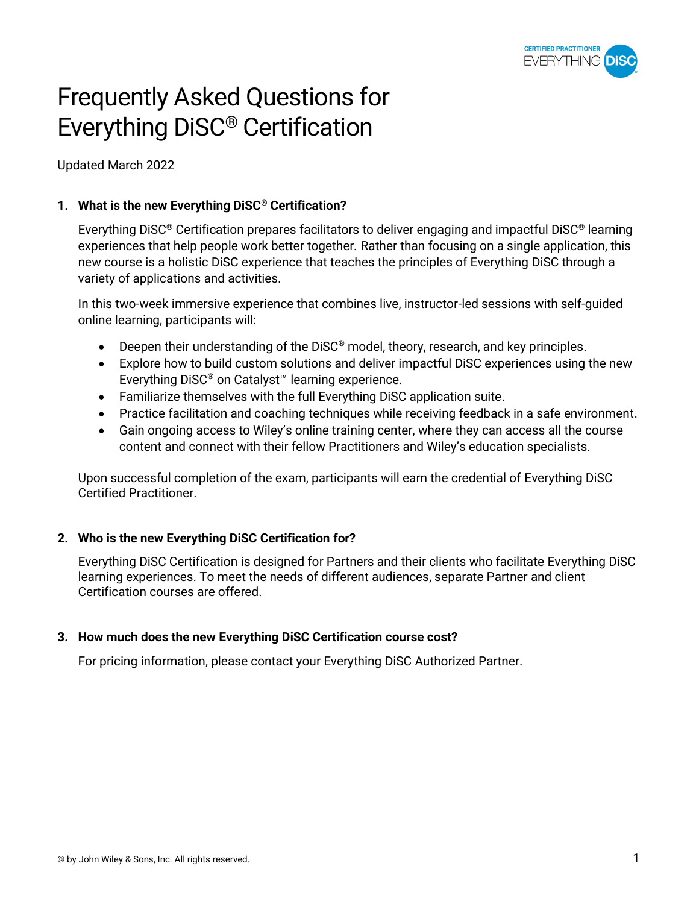# Frequently Asked Questions for Everything DiSC® Certification

Updated March 2022

**1. What is the new Everything DiSC® Certification?**

Everything DiSC® Certification prepares facilitators to deliver engaging and impactful DiSC® learning experiences that help people work better together. Rather than focusing on a single application, this new course is a holistic DiSC experience that teaches the principles of Everything DiSC through a variety of applications and activities.

In this two-week immersive experience that combines live, instructor-led sessions with self-guided online learning, participants will:

- Deepen their understanding of the DiSC® model, theory, research, and key principles.
- Explore how to build custom solutions and deliver impactful DiSC experiences using the new Everything DiSC® on Catalyst™ learning experience.
- Familiarize themselves with the full Everything DiSC application suite.
- Practice facilitation and coaching techniques while receiving feedback in a safe environment.
- Gain ongoing access to Wiley's online training center, where they can access all the course content and connect with their fellow Practitioners and Wiley's education specialists.

Upon successful completion of the exam, participants will earn the credential of Everything DiSC Certified Practitioner.

**2. Who is the new Everything DiSC Certification for?**

Everything DiSC Certification is designed for Partners and their clients who facilitate Everything DiSC learning experiences. To meet the needs of different audiences, separate Partner and client Certification courses are offered.

**3. How much does the new Everything DiSC Certification course cost?**

For pricing information, please contact your Everything DiSC Authorized Partner.

© by John Wiley & Sons, Inc. All rights reserved.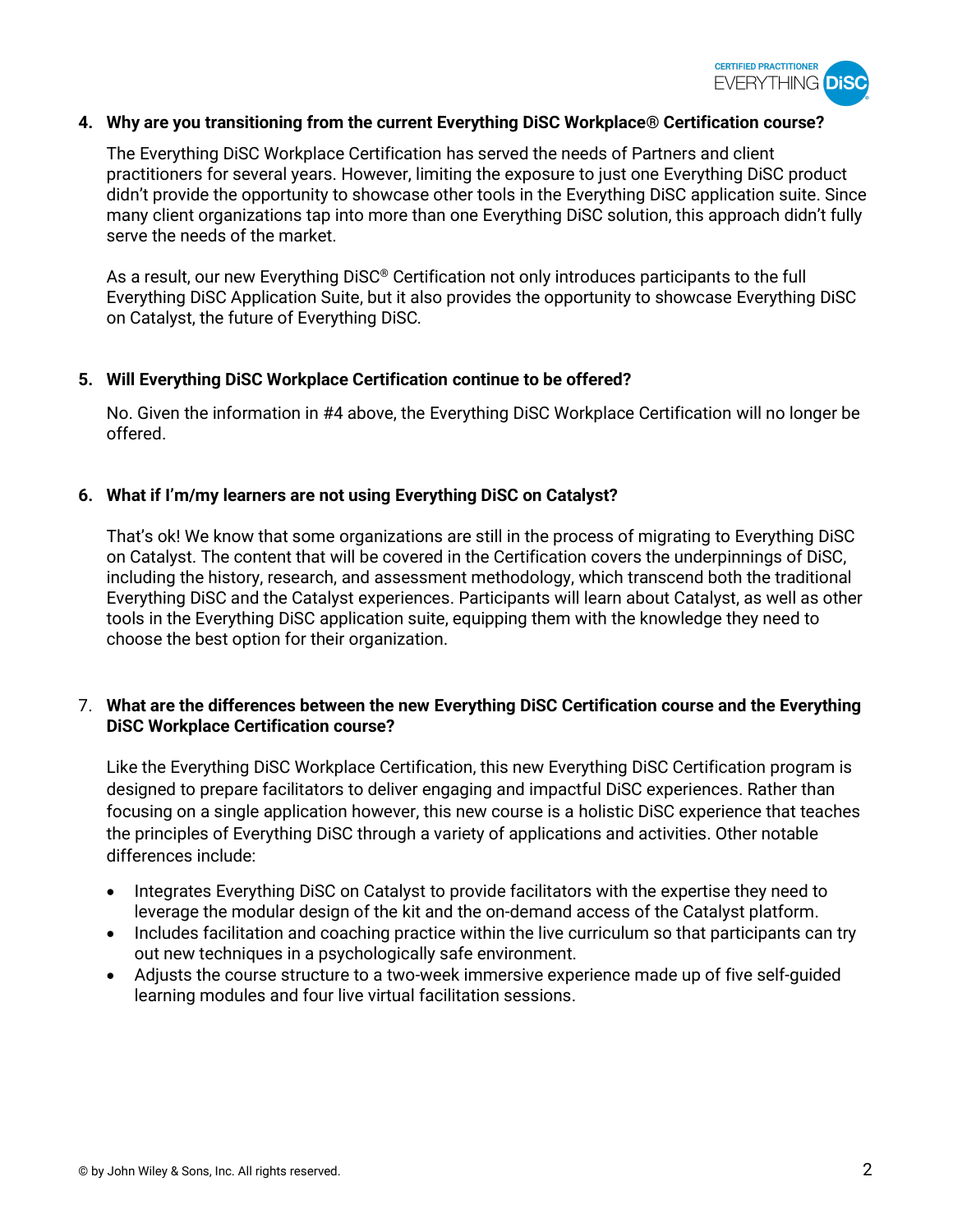**4. Why are you transitioning from the current Everything DiSC Workplace® Certification course?**

The Everything DiSC Workplace Certification has served the needs of Partners and client practitioners for several years. However, limiting the exposure to just one Everything DiSC product didn't provide the opportunity to showcase other tools in the Everything DiSC application suite. Since many client organizations tap into more than one Everything DiSC solution, this approach didn't fully serve the needs of the market.

As a result, our new Everything DiSC® Certification not only introduces participants to the full Everything DiSC Application Suite, but it also provides the opportunity to showcase Everything DiSC on Catalyst, the future of Everything DiSC.

**5. Will Everything DiSC Workplace Certification continue to be offered?**

No. Given the information in #4 above, the Everything DiSC Workplace Certification will no longer be offered.

**6. What if I'm/my learners are not using Everything DiSC on Catalyst?**

That's ok! We know that some organizations are still in the process of migrating to Everything DiSC on Catalyst. The content that will be covered in the Certification covers the underpinnings of DiSC, including the history, research, and assessment methodology, which transcend both the traditional Everything DiSC and the Catalyst experiences. Participants will learn about Catalyst, as well as other tools in the Everything DiSC application suite, equipping them with the knowledge they need to choose the best option for their organization.

7. **What are the differences between the new Everything DiSC Certification course and the Everything DiSC Workplace Certification course?**

Like the Everything DiSC Workplace Certification, this new Everything DiSC Certification program is designed to prepare facilitators to deliver engaging and impactful DiSC experiences. Rather than focusing on a single application however, this new course is a holistic DiSC experience that teaches the principles of Everything DiSC through a variety of applications and activities. Other notable differences include:

- Integrates Everything DiSC on Catalyst to provide facilitators with the expertise they need to leverage the modular design of the kit and the on-demand access of the Catalyst platform.
- Includes facilitation and coaching practice within the live curriculum so that participants can try out new techniques in a psychologically safe environment.
- Adjusts the course structure to a two-week immersive experience made up of five self-guided learning modules and four live virtual facilitation sessions.

© by John Wiley & Sons, Inc. All rights reserved.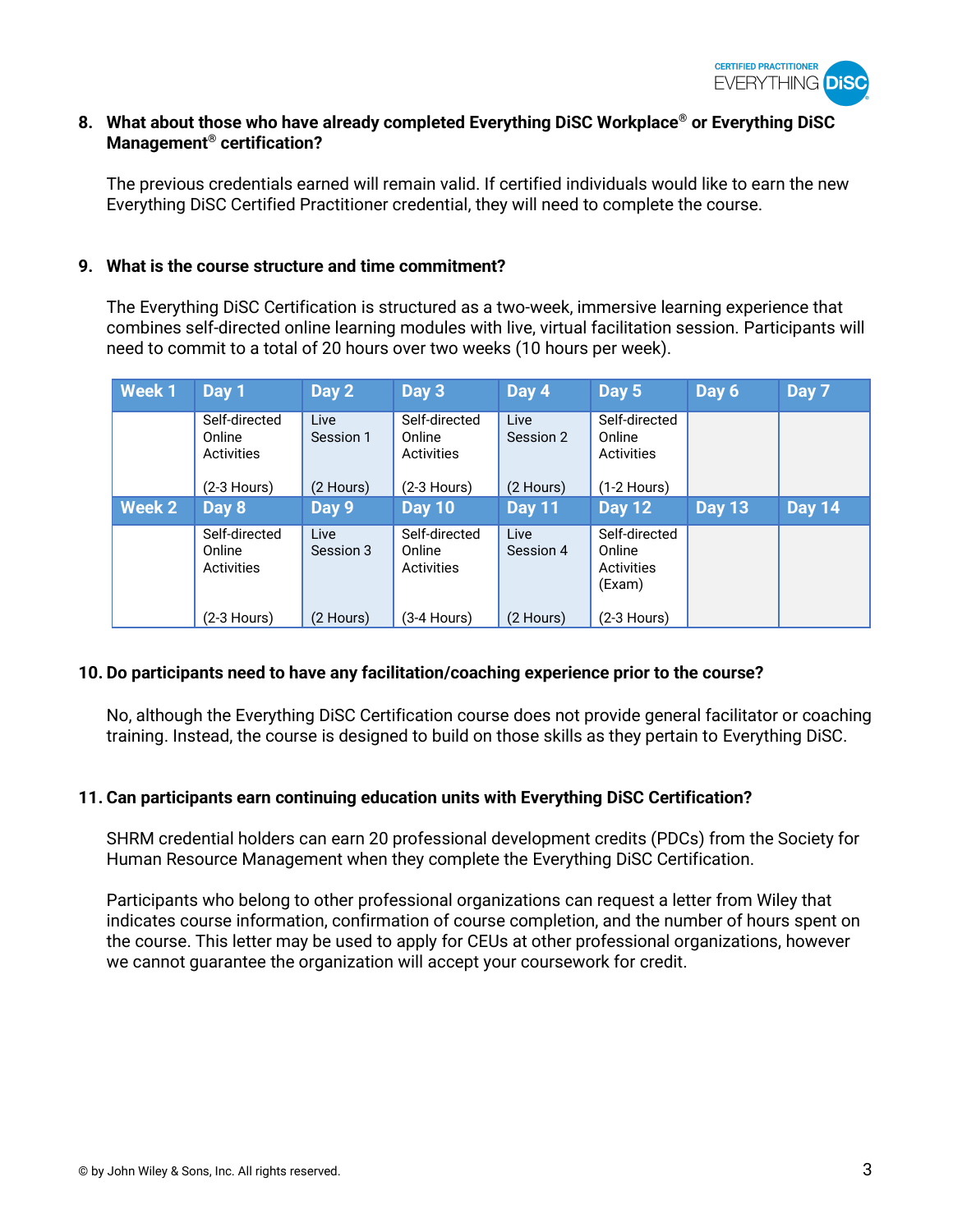**8. What about those who have already completed Everything DiSC Workplace® or Everything DiSC Management® certification?**

The previous credentials earned will remain valid. If certified individuals would like to earn the new Everything DiSC Certified Practitioner credential, they will need to complete the course.

**9. What is the course structure and time commitment?**

The Everything DiSC Certification is structured as a two-week, immersive learning experience that combines self-directed online learning modules with live, virtual facilitation session. Participants will need to commit to a total of 20 hours over two weeks (10 hours per week).

| Week 1 | Day 1 | Day 2 | Day 3 | Day 4 | Day 5 | Day 6 | Day 7 |
|---|---|---|---|---|---|---|---|
| | Self-directed Online Activities (2-3 Hours) | Live Session 1 (2 Hours) | Self-directed Online Activities (2-3 Hours) | Live Session 2 (2 Hours) | Self-directed Online Activities (1-2 Hours) | | |
| **Week 2** | **Day 8** | **Day 9** | **Day 10** | **Day 11** | **Day 12** | **Day 13** | **Day 14** |
| | Self-directed Online Activities (2-3 Hours) | Live Session 3 (2 Hours) | Self-directed Online Activities (3-4 Hours) | Live Session 4 (2 Hours) | Self-directed Online Activities (Exam) (2-3 Hours) | | |

**10. Do participants need to have any facilitation/coaching experience prior to the course?**

No, although the Everything DiSC Certification course does not provide general facilitator or coaching training. Instead, the course is designed to build on those skills as they pertain to Everything DiSC.

**11. Can participants earn continuing education units with Everything DiSC Certification?**

SHRM credential holders can earn 20 professional development credits (PDCs) from the Society for Human Resource Management when they complete the Everything DiSC Certification.

Participants who belong to other professional organizations can request a letter from Wiley that indicates course information, confirmation of course completion, and the number of hours spent on the course. This letter may be used to apply for CEUs at other professional organizations, however we cannot guarantee the organization will accept your coursework for credit.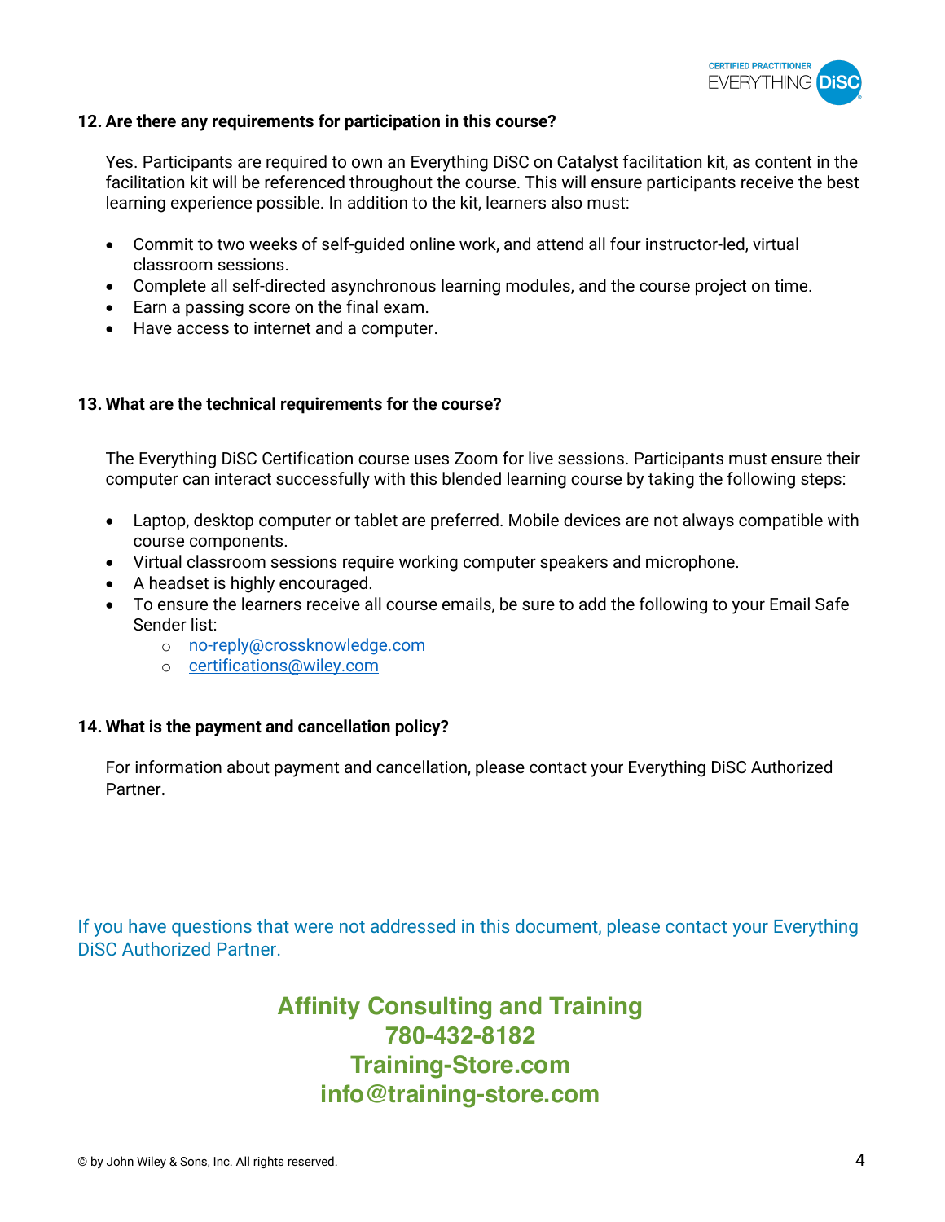### 12. Are there any requirements for participation in this course?

Yes. Participants are required to own an Everything DiSC on Catalyst facilitation kit, as content in the facilitation kit will be referenced throughout the course. This will ensure participants receive the best learning experience possible. In addition to the kit, learners also must:

- Commit to two weeks of self-guided online work, and attend all four instructor-led, virtual classroom sessions.
- Complete all self-directed asynchronous learning modules, and the course project on time.
- Earn a passing score on the final exam.
- Have access to internet and a computer.

### 13. What are the technical requirements for the course?

The Everything DiSC Certification course uses Zoom for live sessions. Participants must ensure their computer can interact successfully with this blended learning course by taking the following steps:

- Laptop, desktop computer or tablet are preferred. Mobile devices are not always compatible with course components.
- Virtual classroom sessions require working computer speakers and microphone.
- A headset is highly encouraged.
- To ensure the learners receive all course emails, be sure to add the following to your Email Safe Sender list:
  - no-reply@crossknowledge.com
  - certifications@wiley.com

### 14. What is the payment and cancellation policy?

For information about payment and cancellation, please contact your Everything DiSC Authorized Partner.

If you have questions that were not addressed in this document, please contact your Everything DiSC Authorized Partner.

**Affinity Consulting and Training**
**780-432-8182**
**Training-Store.com**
**info@training-store.com**

© by John Wiley & Sons, Inc. All rights reserved.